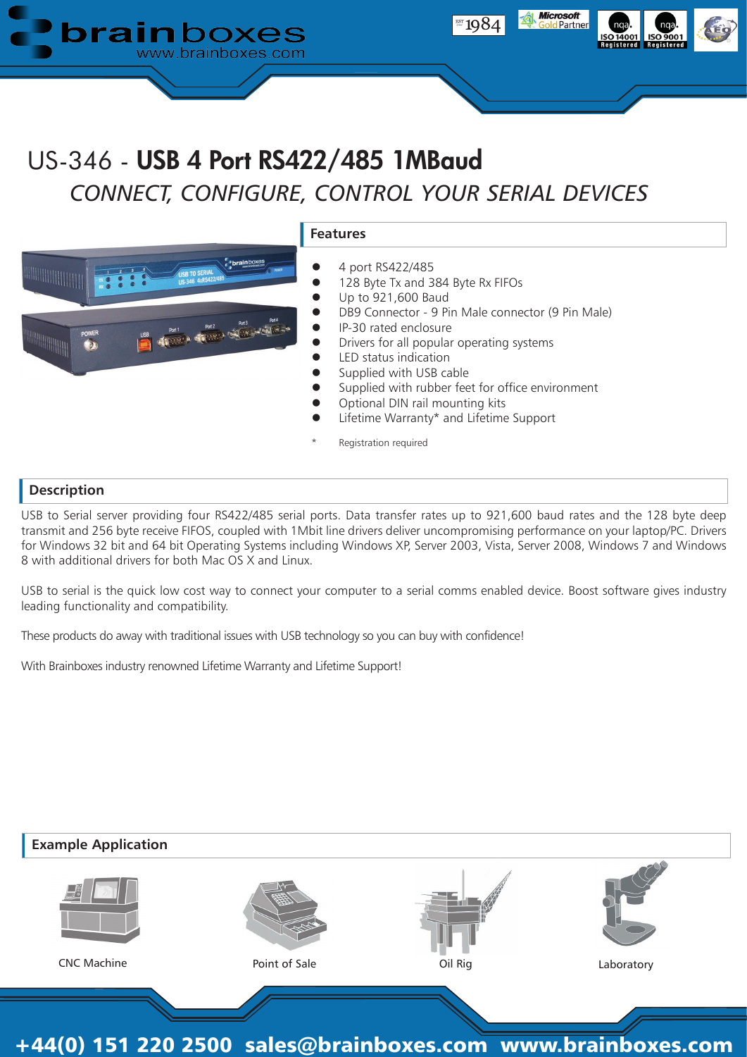# US-346 - **USB 4 Port RS422/485 1MBaud**

*CONNECT, CONFIGURE, CONTROL YOUR SERIAL DEVICES*

## Features

- 4 port RS422/485
- 128 Byte Tx and 384 Byte Rx FIFOs
- Up to 921,600 Baud
- DB9 Connector - 9 Pin Male connector (9 Pin Male)
- IP-30 rated enclosure
- Drivers for all popular operating systems
- LED status indication
- Supplied with USB cable
- Supplied with rubber feet for office environment
- Optional DIN rail mounting kits
- Lifetime Warranty* and Lifetime Support

\* Registration required

## Description

USB to Serial server providing four RS422/485 serial ports. Data transfer rates up to 921,600 baud rates and the 128 byte deep transmit and 256 byte receive FIFOS, coupled with 1Mbit line drivers deliver uncompromising performance on your laptop/PC. Drivers for Windows 32 bit and 64 bit Operating Systems including Windows XP, Server 2003, Vista, Server 2008, Windows 7 and Windows 8 with additional drivers for both Mac OS X and Linux.

USB to serial is the quick low cost way to connect your computer to a serial comms enabled device. Boost software gives industry leading functionality and compatibility.

These products do away with traditional issues with USB technology so you can buy with confidence!

With Brainboxes industry renowned Lifetime Warranty and Lifetime Support!

## Example Application

CNC Machine

Point of Sale

Oil Rig

Laboratory

**+44(0) 151 220 2500 sales@brainboxes.com www.brainboxes.com**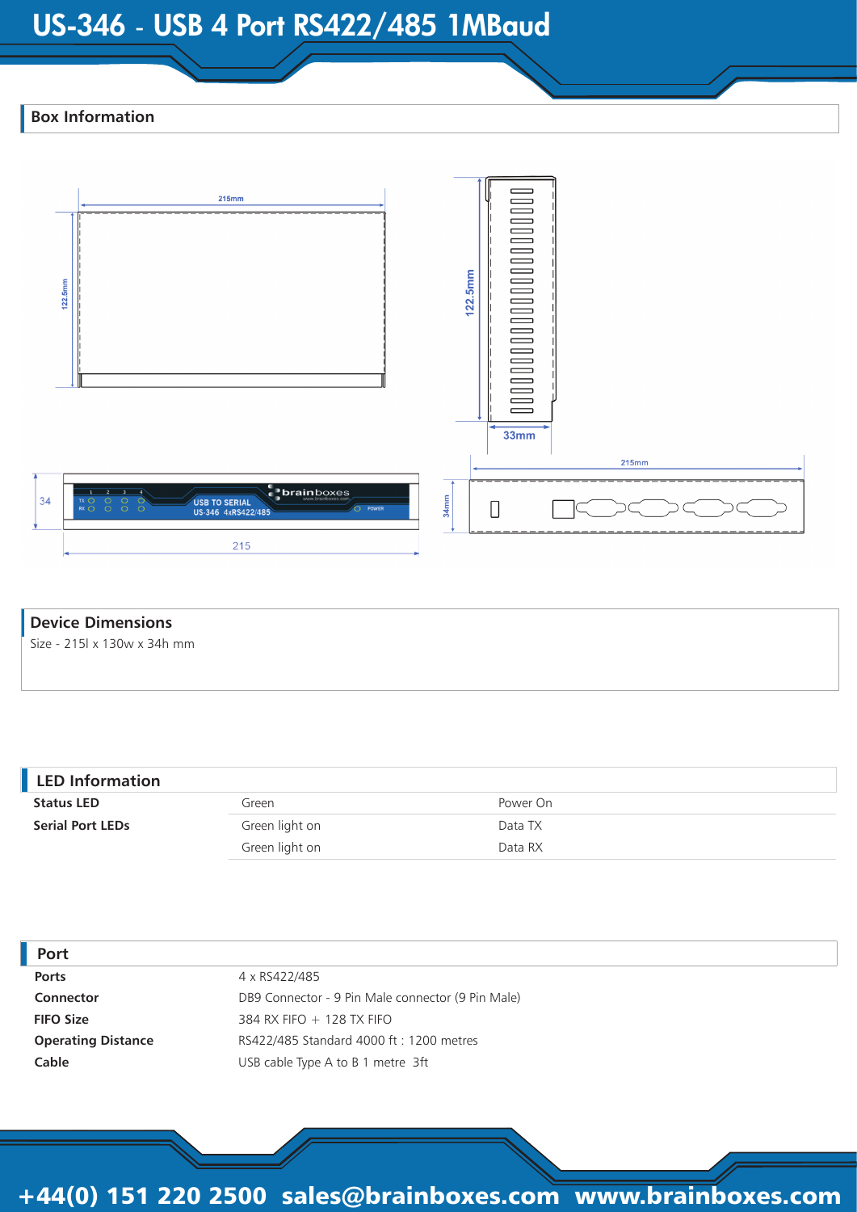# US-346 - USB 4 Port RS422/485 1MBaud

## Box Information

## Device Dimensions

Size - 215l x 130w x 34h mm

## LED Information

| | | |
|---|---|---|
| **Status LED** | Green | Power On |
| **Serial Port LEDs** | Green light on | Data TX |
| | Green light on | Data RX |

## Port

| | |
|---|---|
| **Ports** | 4 x RS422/485 |
| **Connector** | DB9 Connector - 9 Pin Male connector (9 Pin Male) |
| **FIFO Size** | 384 RX FIFO + 128 TX FIFO |
| **Operating Distance** | RS422/485 Standard 4000 ft : 1200 metres |
| **Cable** | USB cable Type A to B 1 metre 3ft |

+44(0) 151 220 2500 sales@brainboxes.com www.brainboxes.com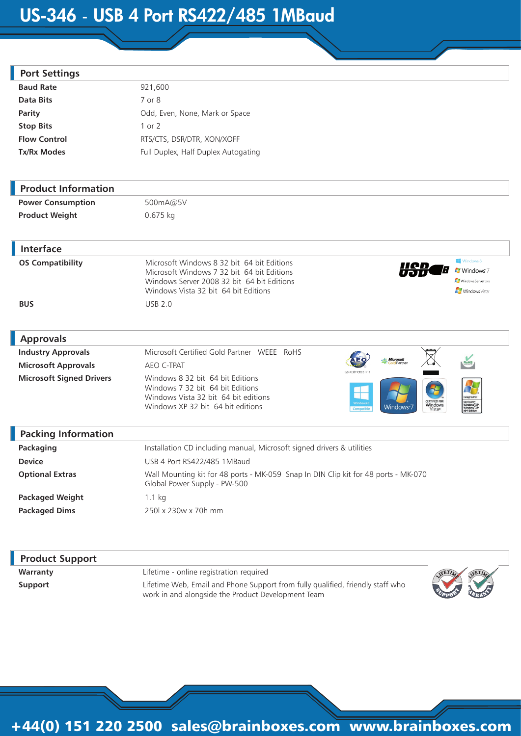# US-346 - USB 4 Port RS422/485 1MBaud

## Port Settings

| | |
|---|---|
| **Baud Rate** | 921,600 |
| **Data Bits** | 7 or 8 |
| **Parity** | Odd, Even, None, Mark or Space |
| **Stop Bits** | 1 or 2 |
| **Flow Control** | RTS/CTS, DSR/DTR, XON/XOFF |
| **Tx/Rx Modes** | Full Duplex, Half Duplex Autogating |

## Product Information

| | |
|---|---|
| **Power Consumption** | 500mA@5V |
| **Product Weight** | 0.675 kg |

## Interface

| | |
|---|---|
| **OS Compatibility** | Microsoft Windows 8 32 bit 64 bit Editions<br>Microsoft Windows 7 32 bit 64 bit Editions<br>Windows Server 2008 32 bit 64 bit Editions<br>Windows Vista 32 bit 64 bit Editions |
| **BUS** | USB 2.0 |

## Approvals

| | |
|---|---|
| **Industry Approvals** | Microsoft Certified Gold Partner WEEE RoHS |
| **Microsoft Approvals** | AEO C-TPAT |
| **Microsoft Signed Drivers** | Windows 8 32 bit 64 bit Editions<br>Windows 7 32 bit 64 bit Editions<br>Windows Vista 32 bit 64 bit editions<br>Windows XP 32 bit 64 bit editions |

## Packing Information

| | |
|---|---|
| **Packaging** | Installation CD including manual, Microsoft signed drivers & utilities |
| **Device** | USB 4 Port RS422/485 1MBaud |
| **Optional Extras** | Wall Mounting kit for 48 ports - MK-059 Snap In DIN Clip kit for 48 ports - MK-070<br>Global Power Supply - PW-500 |
| **Packaged Weight** | 1.1 kg |
| **Packaged Dims** | 250l x 230w x 70h mm |

## Product Support

| | |
|---|---|
| **Warranty** | Lifetime - online registration required |
| **Support** | Lifetime Web, Email and Phone Support from fully qualified, friendly staff who work in and alongside the Product Development Team |

+44(0) 151 220 2500 sales@brainboxes.com www.brainboxes.com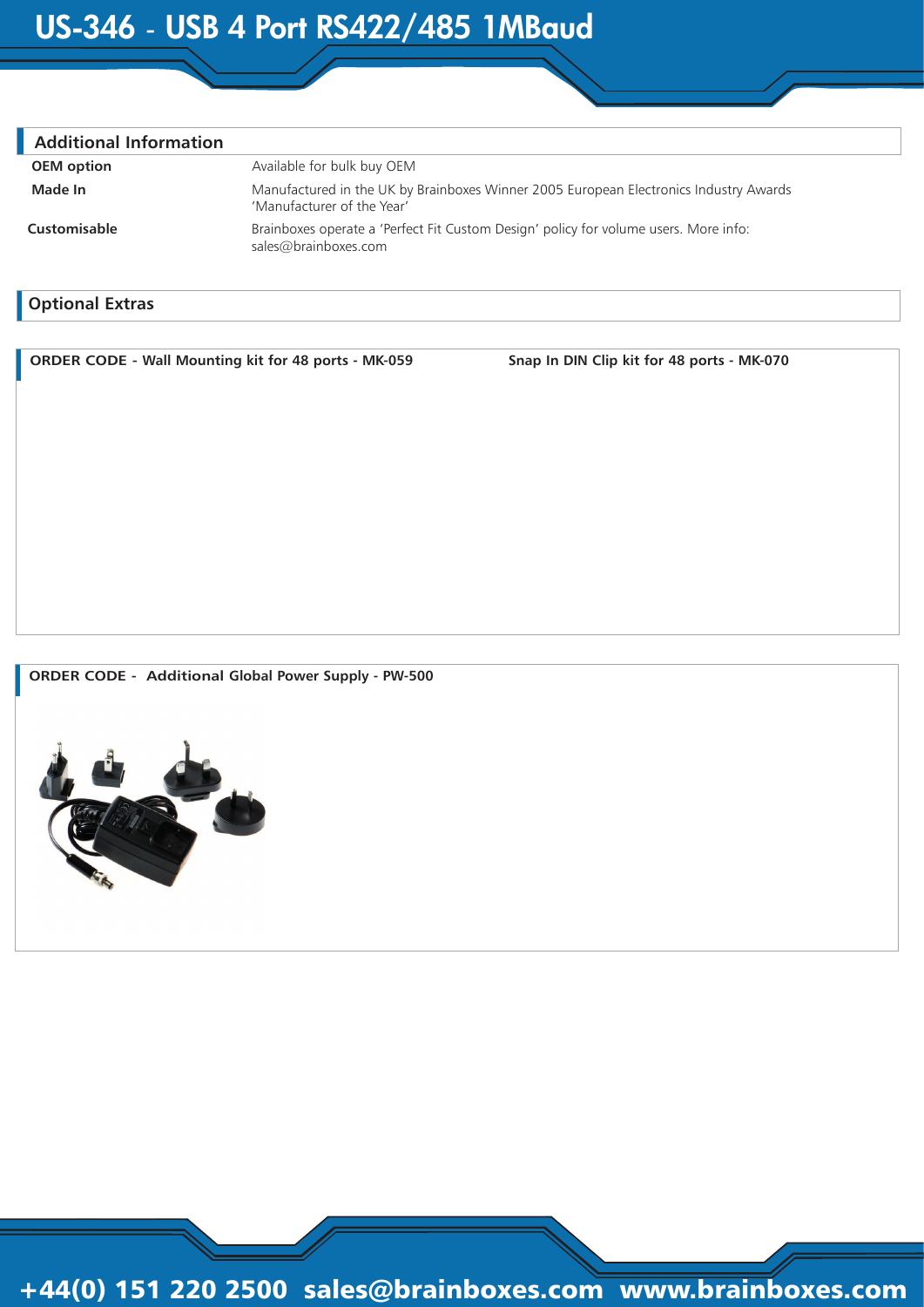# US-346 - USB 4 Port RS422/485 1MBaud

## Additional Information

| | |
|---|---|
| **OEM option** | Available for bulk buy OEM |
| **Made In** | Manufactured in the UK by Brainboxes Winner 2005 European Electronics Industry Awards 'Manufacturer of the Year' |
| **Customisable** | Brainboxes operate a 'Perfect Fit Custom Design' policy for volume users. More info: sales@brainboxes.com |

## Optional Extras

**ORDER CODE - Wall Mounting kit for 48 ports - MK-059**

**Snap In DIN Clip kit for 48 ports - MK-070**

**ORDER CODE - Additional Global Power Supply - PW-500**

+44(0) 151 220 2500 sales@brainboxes.com www.brainboxes.com